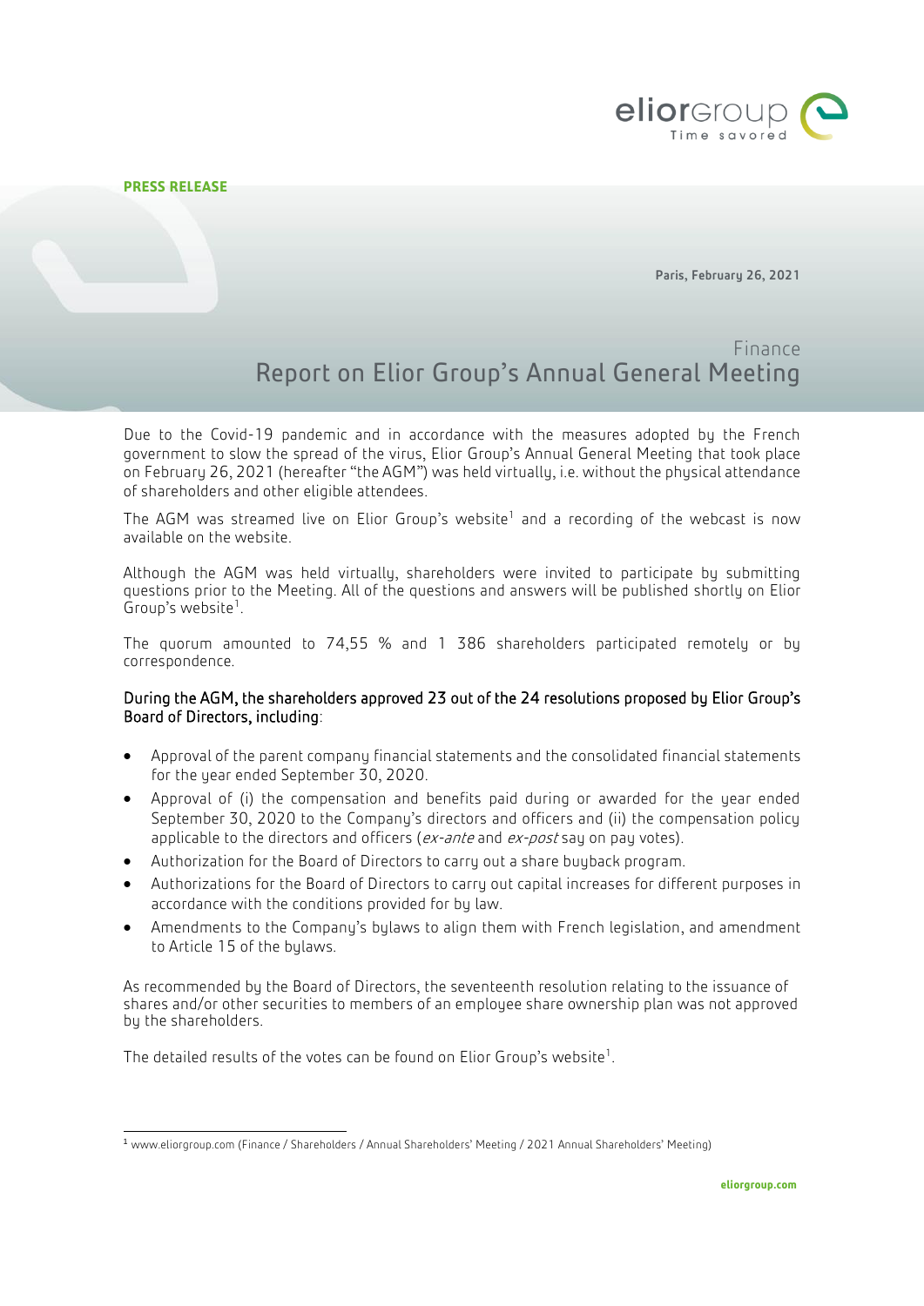**PRESS RELEASE**

Paris, February 26, 2021

Finance

# Report on Elior Group's Annual General Meeting

Due to the Covid-19 pandemic and in accordance with the measures adopted by the French government to slow the spread of the virus, Elior Group's Annual General Meeting that took place on February 26, 2021 (hereafter "the AGM") was held virtually, i.e. without the physical attendance of shareholders and other eligible attendees.

The AGM was streamed live on Elior Group's website[1] and a recording of the webcast is now available on the website.

Although the AGM was held virtually, shareholders were invited to participate by submitting questions prior to the Meeting. All of the questions and answers will be published shortly on Elior Group's website[1].

The quorum amounted to 74,55 % and 1 386 shareholders participated remotely or by correspondence.

**During the AGM, the shareholders approved 23 out of the 24 resolutions proposed by Elior Group's Board of Directors, including**:

- Approval of the parent company financial statements and the consolidated financial statements for the year ended September 30, 2020.
- Approval of (i) the compensation and benefits paid during or awarded for the year ended September 30, 2020 to the Company's directors and officers and (ii) the compensation policy applicable to the directors and officers (*ex-ante* and *ex-post* say on pay votes).
- Authorization for the Board of Directors to carry out a share buyback program.
- Authorizations for the Board of Directors to carry out capital increases for different purposes in accordance with the conditions provided for by law.
- Amendments to the Company's bylaws to align them with French legislation, and amendment to Article 15 of the bylaws.

As recommended by the Board of Directors, the seventeenth resolution relating to the issuance of shares and/or other securities to members of an employee share ownership plan was not approved by the shareholders.

The detailed results of the votes can be found on Elior Group's website[1].

[1] www.eliorgroup.com (Finance / Shareholders / Annual Shareholders' Meeting / 2021 Annual Shareholders' Meeting)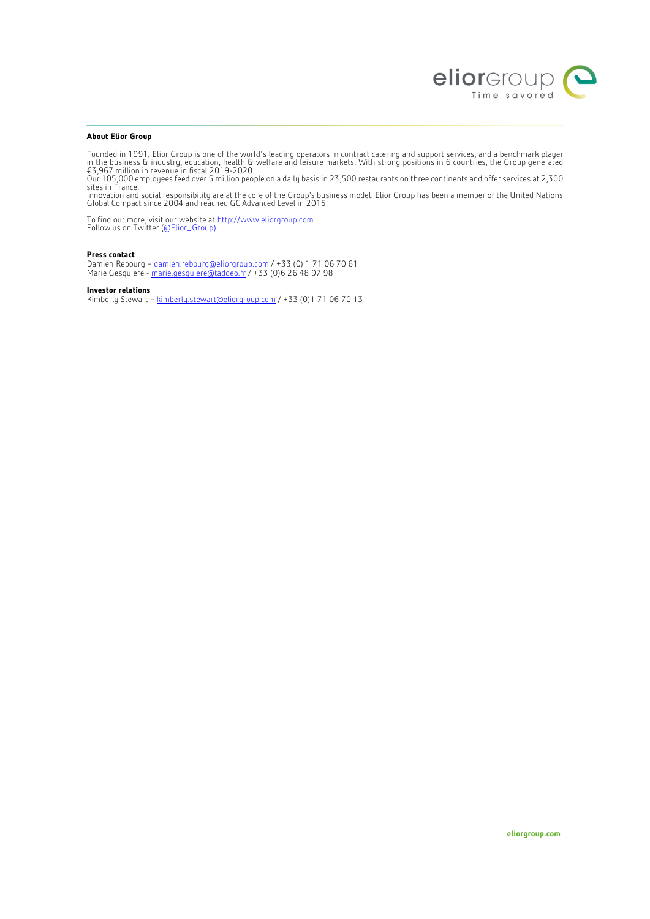**About Elior Group**

Founded in 1991, Elior Group is one of the world's leading operators in contract catering and support services, and a benchmark player in the business & industry, education, health & welfare and leisure markets. With strong positions in 6 countries, the Group generated €3,967 million in revenue in fiscal 2019-2020.
Our 105,000 employees feed over 5 million people on a daily basis in 23,500 restaurants on three continents and offer services at 2,300 sites in France.
Innovation and social responsibility are at the core of the Group's business model. Elior Group has been a member of the United Nations Global Compact since 2004 and reached GC Advanced Level in 2015.

To find out more, visit our website at http://www.eliorgroup.com
Follow us on Twitter (@Elior_Group)

---

**Press contact**
Damien Rebourg – damien.rebourg@eliorgroup.com / +33 (0) 1 71 06 70 61
Marie Gesquiere - marie.gesquiere@taddeo.fr / +33 (0)6 26 48 97 98

**Investor relations**
Kimberly Stewart – kimberly.stewart@eliorgroup.com / +33 (0)1 71 06 70 13